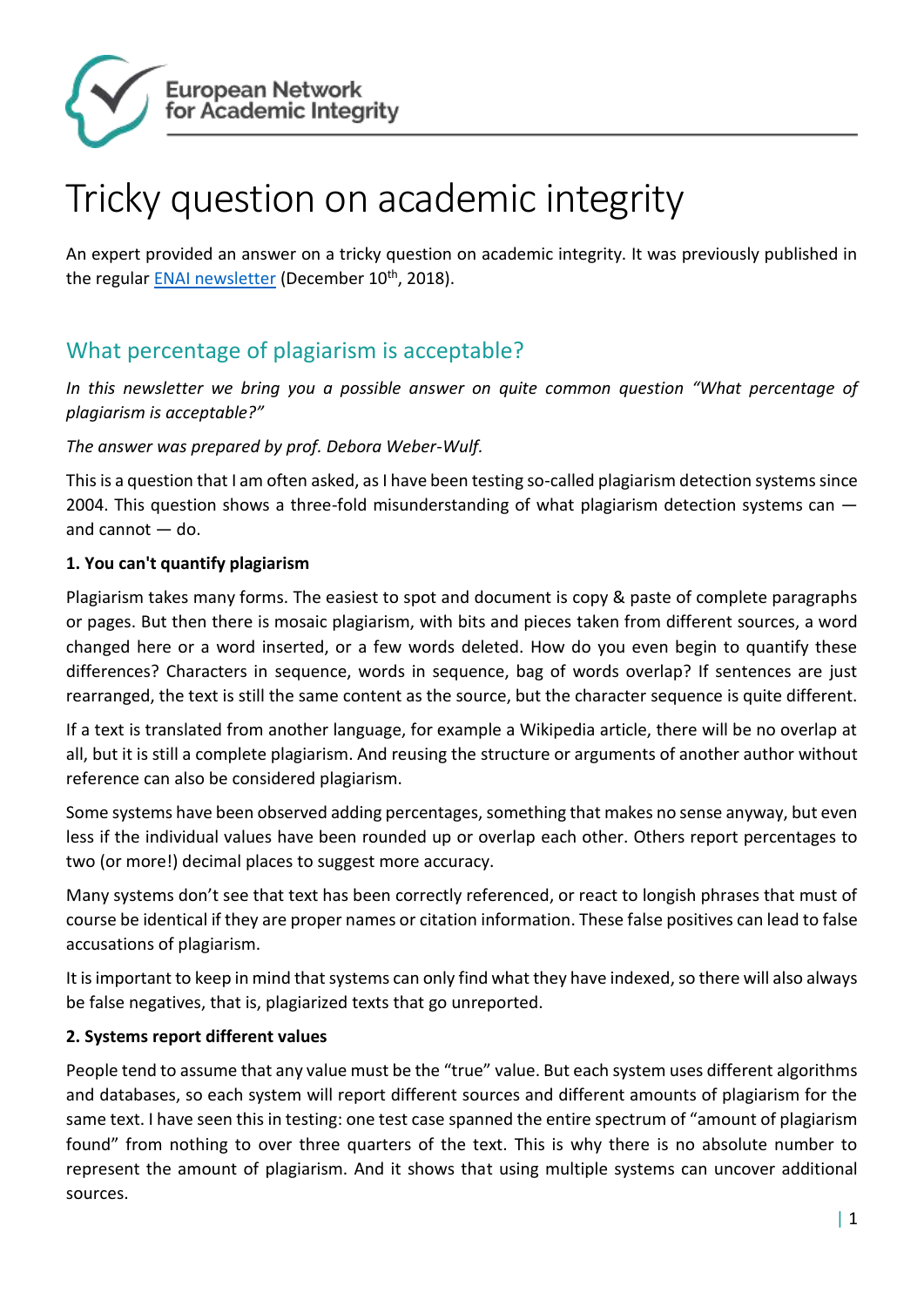European Network for Academic Integrity

# Tricky question on academic integrity

An expert provided an answer on a tricky question on academic integrity. It was previously published in the regular [ENAI newsletter](ENAI newsletter) (December 10th, 2018).

## What percentage of plagiarism is acceptable?

*In this newsletter we bring you a possible answer on quite common question "What percentage of plagiarism is acceptable?"*

*The answer was prepared by prof. Debora Weber-Wulf.*

This is a question that I am often asked, as I have been testing so-called plagiarism detection systems since 2004. This question shows a three-fold misunderstanding of what plagiarism detection systems can — and cannot — do.

**1. You can't quantify plagiarism**

Plagiarism takes many forms. The easiest to spot and document is copy & paste of complete paragraphs or pages. But then there is mosaic plagiarism, with bits and pieces taken from different sources, a word changed here or a word inserted, or a few words deleted. How do you even begin to quantify these differences? Characters in sequence, words in sequence, bag of words overlap? If sentences are just rearranged, the text is still the same content as the source, but the character sequence is quite different.

If a text is translated from another language, for example a Wikipedia article, there will be no overlap at all, but it is still a complete plagiarism. And reusing the structure or arguments of another author without reference can also be considered plagiarism.

Some systems have been observed adding percentages, something that makes no sense anyway, but even less if the individual values have been rounded up or overlap each other. Others report percentages to two (or more!) decimal places to suggest more accuracy.

Many systems don't see that text has been correctly referenced, or react to longish phrases that must of course be identical if they are proper names or citation information. These false positives can lead to false accusations of plagiarism.

It is important to keep in mind that systems can only find what they have indexed, so there will also always be false negatives, that is, plagiarized texts that go unreported.

**2. Systems report different values**

People tend to assume that any value must be the "true" value. But each system uses different algorithms and databases, so each system will report different sources and different amounts of plagiarism for the same text. I have seen this in testing: one test case spanned the entire spectrum of "amount of plagiarism found" from nothing to over three quarters of the text. This is why there is no absolute number to represent the amount of plagiarism. And it shows that using multiple systems can uncover additional sources.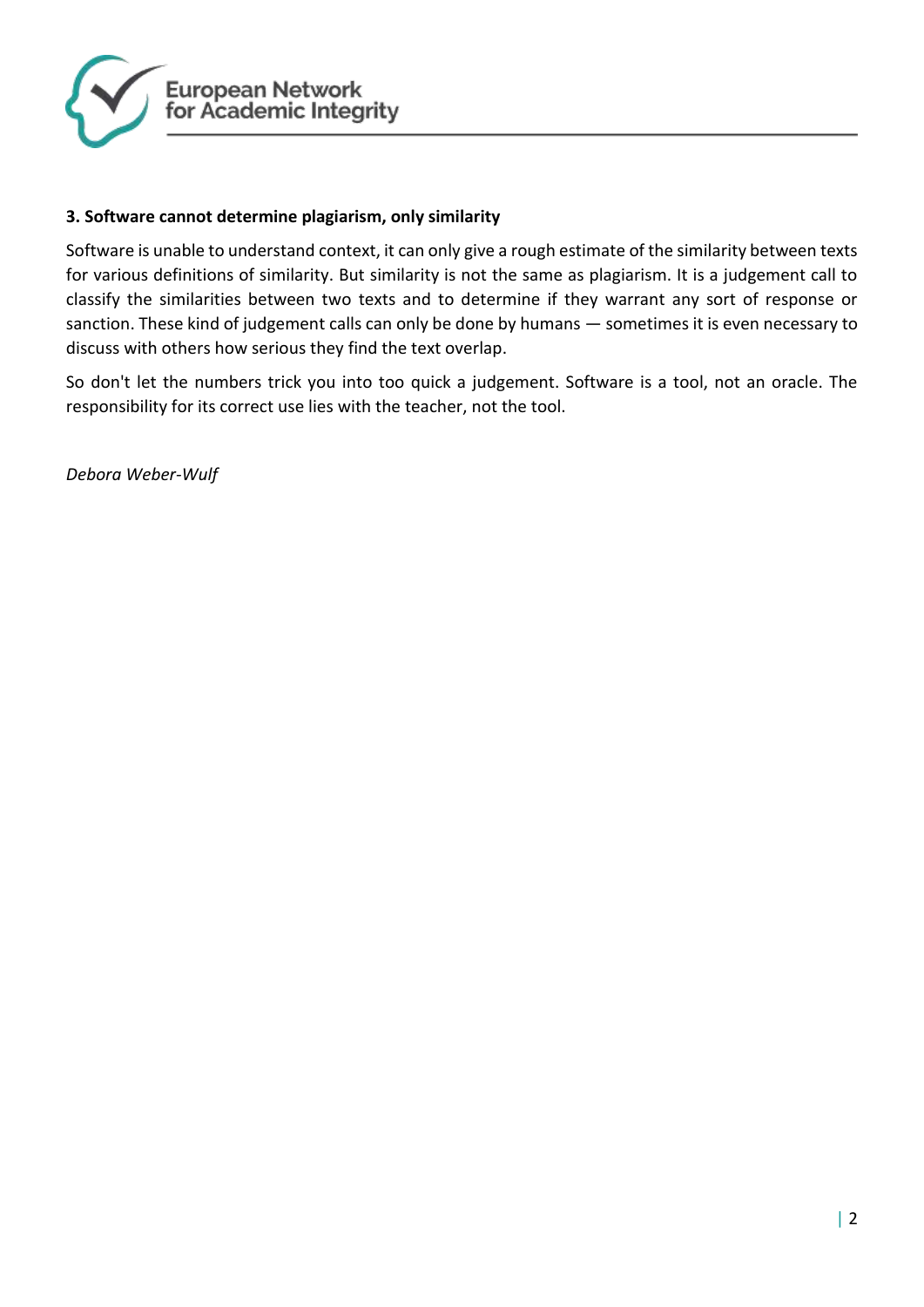### 3. Software cannot determine plagiarism, only similarity

Software is unable to understand context, it can only give a rough estimate of the similarity between texts for various definitions of similarity. But similarity is not the same as plagiarism. It is a judgement call to classify the similarities between two texts and to determine if they warrant any sort of response or sanction. These kind of judgement calls can only be done by humans — sometimes it is even necessary to discuss with others how serious they find the text overlap.

So don't let the numbers trick you into too quick a judgement. Software is a tool, not an oracle. The responsibility for its correct use lies with the teacher, not the tool.

*Debora Weber-Wulf*